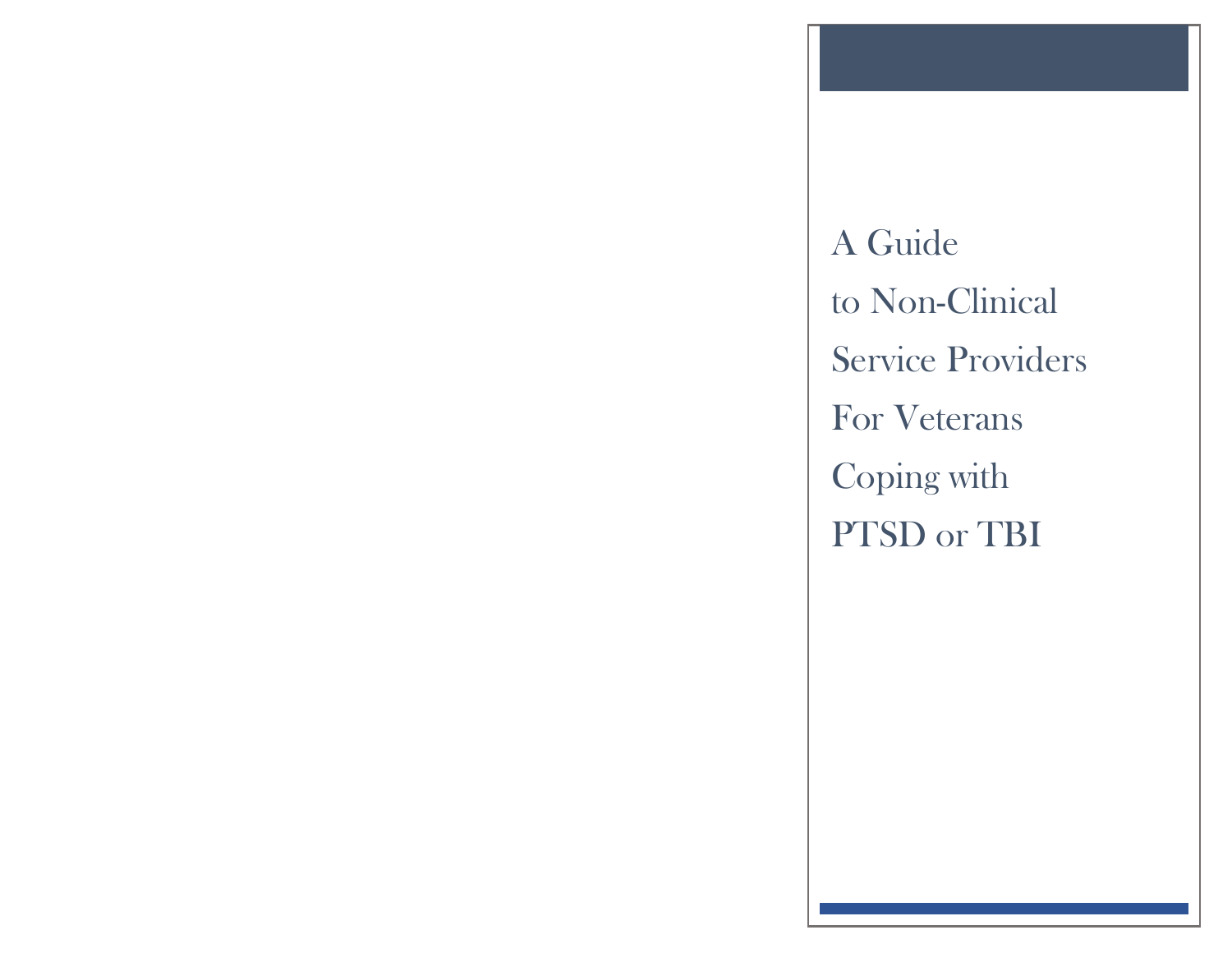# A Guide to Non-Clinical Service Providers For Veterans Coping with PTSD or TBI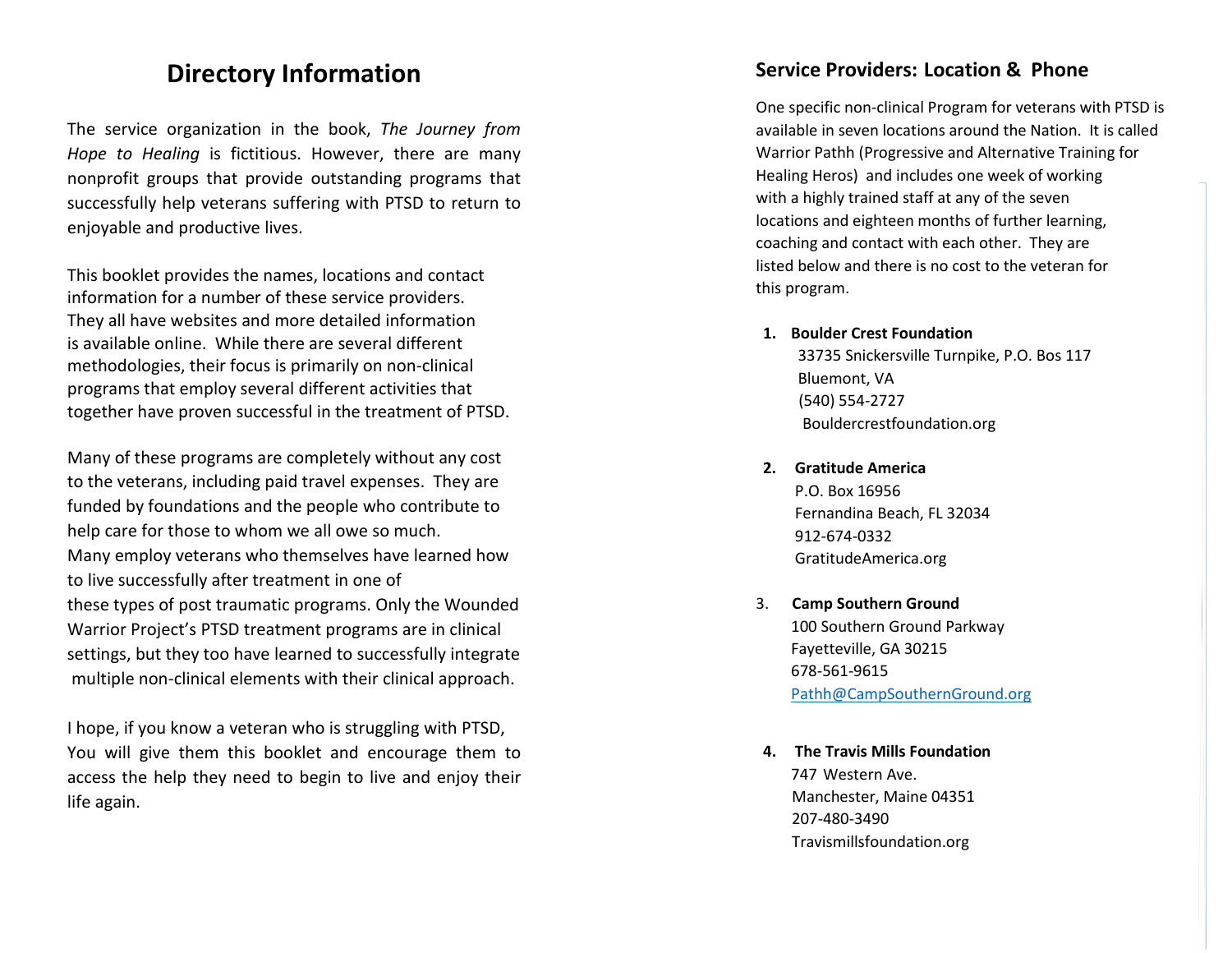# Directory Information

The service organization in the book, *The Journey from Hope to Healing* is fictitious. However, there are many nonprofit groups that provide outstanding programs that successfully help veterans suffering with PTSD to return to enjoyable and productive lives.

This booklet provides the names, locations and contact information for a number of these service providers. They all have websites and more detailed information is available online. While there are several different methodologies, their focus is primarily on non-clinical programs that employ several different activities that together have proven successful in the treatment of PTSD.

Many of these programs are completely without any cost to the veterans, including paid travel expenses. They are funded by foundations and the people who contribute to help care for those to whom we all owe so much. Many employ veterans who themselves have learned how to live successfully after treatment in one of these types of post traumatic programs. Only the Wounded Warrior Project's PTSD treatment programs are in clinical settings, but they too have learned to successfully integrate multiple non-clinical elements with their clinical approach.

I hope, if you know a veteran who is struggling with PTSD, You will give them this booklet and encourage them to access the help they need to begin to live and enjoy their life again.

## Service Providers: Location & Phone

One specific non-clinical Program for veterans with PTSD is available in seven locations around the Nation. It is called Warrior Pathh (Progressive and Alternative Training for Healing Heros) and includes one week of working with a highly trained staff at any of the seven locations and eighteen months of further learning, coaching and contact with each other. They are listed below and there is no cost to the veteran for this program.

1. **Boulder Crest Foundation**
   33735 Snickersville Turnpike, P.O. Bos 117
   Bluemont, VA
   (540) 554-2727
   Bouldercrestfoundation.org

2. **Gratitude America**
   P.O. Box 16956
   Fernandina Beach, FL 32034
   912-674-0332
   GratitudeAmerica.org

3. **Camp Southern Ground**
   100 Southern Ground Parkway
   Fayetteville, GA 30215
   678-561-9615
   Pathh@CampSouthernGround.org

4. **The Travis Mills Foundation**
   747 Western Ave.
   Manchester, Maine 04351
   207-480-3490
   Travismillsfoundation.org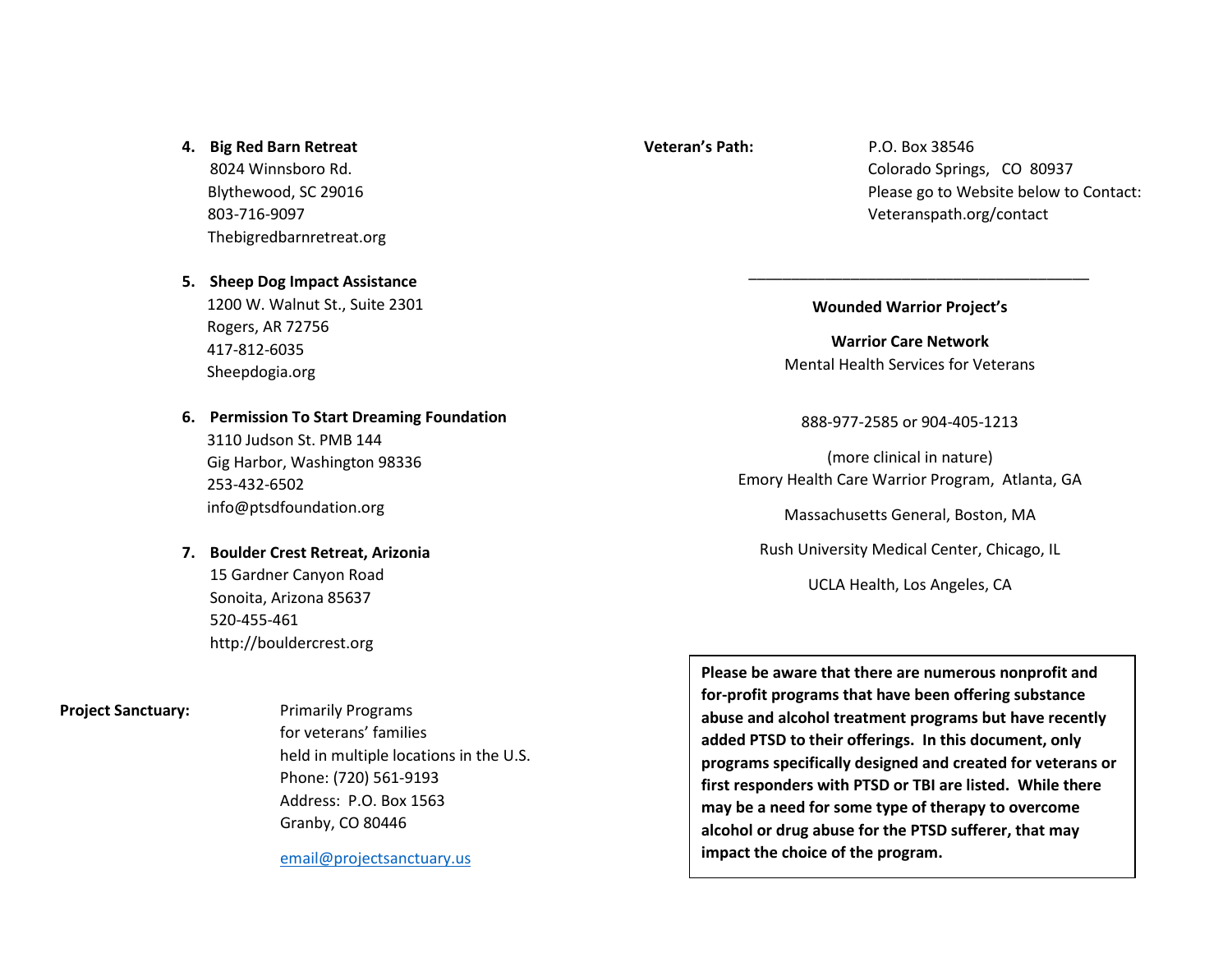4. **Big Red Barn Retreat**
   8024 Winnsboro Rd.
   Blythewood, SC 29016
   803-716-9097
   Thebigredbarnretreat.org

5. **Sheep Dog Impact Assistance**
   1200 W. Walnut St., Suite 2301
   Rogers, AR 72756
   417-812-6035
   Sheepdogia.org

6. **Permission To Start Dreaming Foundation**
   3110 Judson St. PMB 144
   Gig Harbor, Washington 98336
   253-432-6502
   info@ptsdfoundation.org

7. **Boulder Crest Retreat, Arizonia**
   15 Gardner Canyon Road
   Sonoita, Arizona 85637
   520-455-461
   http://bouldercrest.org

**Project Sanctuary:** Primarily Programs
for veterans' families
held in multiple locations in the U.S.
Phone: (720) 561-9193
Address: P.O. Box 1563
Granby, CO 80446

email@projectsanctuary.us

**Veteran's Path:** P.O. Box 38546
Colorado Springs, CO 80937
Please go to Website below to Contact:
Veteranspath.org/contact

---

**Wounded Warrior Project's**

**Warrior Care Network**
Mental Health Services for Veterans

888-977-2585 or 904-405-1213

(more clinical in nature)
Emory Health Care Warrior Program, Atlanta, GA

Massachusetts General, Boston, MA

Rush University Medical Center, Chicago, IL

UCLA Health, Los Angeles, CA

**Please be aware that there are numerous nonprofit and for-profit programs that have been offering substance abuse and alcohol treatment programs but have recently added PTSD to their offerings. In this document, only programs specifically designed and created for veterans or first responders with PTSD or TBI are listed. While there may be a need for some type of therapy to overcome alcohol or drug abuse for the PTSD sufferer, that may impact the choice of the program.**